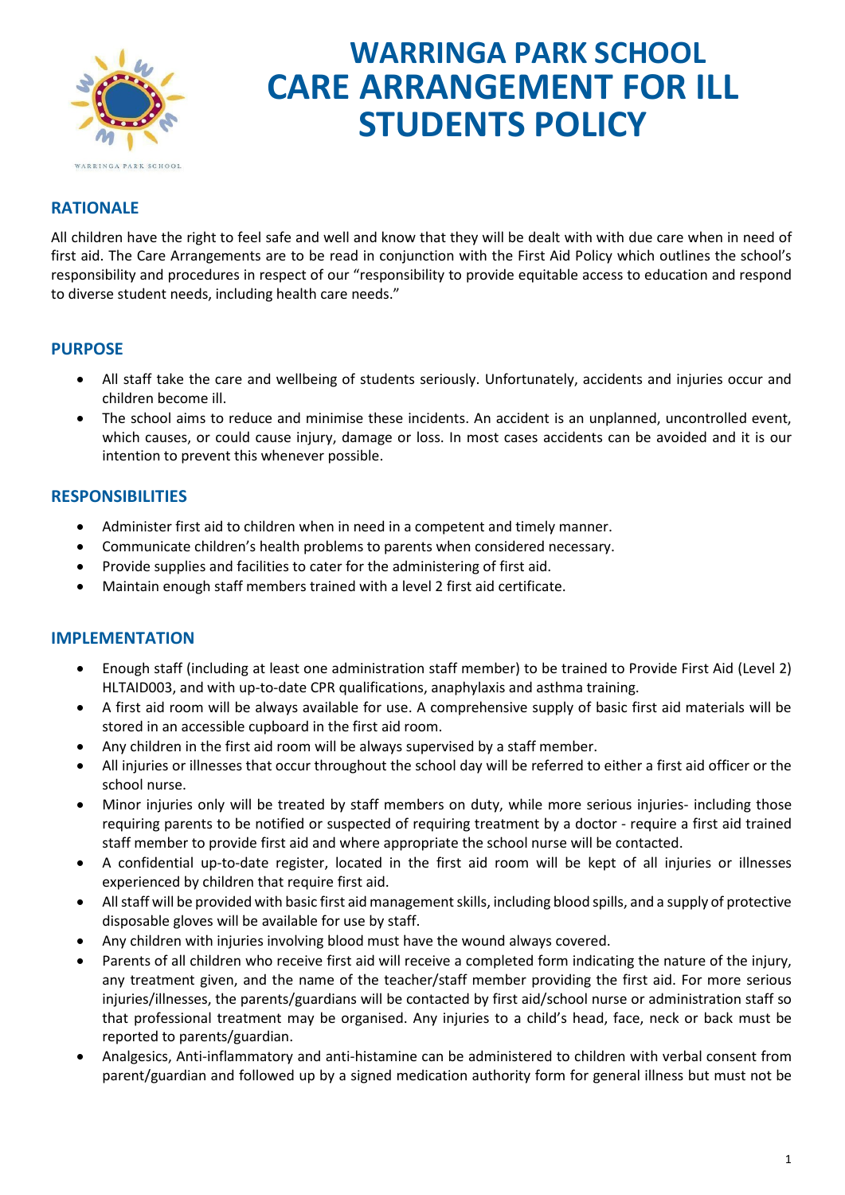# WARRINGA PARK SCHOOL CARE ARRANGEMENT FOR ILL STUDENTS POLICY

## RATIONALE

All children have the right to feel safe and well and know that they will be dealt with with due care when in need of first aid. The Care Arrangements are to be read in conjunction with the First Aid Policy which outlines the school's responsibility and procedures in respect of our "responsibility to provide equitable access to education and respond to diverse student needs, including health care needs."

## PURPOSE

- All staff take the care and wellbeing of students seriously. Unfortunately, accidents and injuries occur and children become ill.
- The school aims to reduce and minimise these incidents. An accident is an unplanned, uncontrolled event, which causes, or could cause injury, damage or loss. In most cases accidents can be avoided and it is our intention to prevent this whenever possible.

## RESPONSIBILITIES

- Administer first aid to children when in need in a competent and timely manner.
- Communicate children's health problems to parents when considered necessary.
- Provide supplies and facilities to cater for the administering of first aid.
- Maintain enough staff members trained with a level 2 first aid certificate.

## IMPLEMENTATION

- Enough staff (including at least one administration staff member) to be trained to Provide First Aid (Level 2) HLTAID003, and with up-to-date CPR qualifications, anaphylaxis and asthma training.
- A first aid room will be always available for use. A comprehensive supply of basic first aid materials will be stored in an accessible cupboard in the first aid room.
- Any children in the first aid room will be always supervised by a staff member.
- All injuries or illnesses that occur throughout the school day will be referred to either a first aid officer or the school nurse.
- Minor injuries only will be treated by staff members on duty, while more serious injuries- including those requiring parents to be notified or suspected of requiring treatment by a doctor - require a first aid trained staff member to provide first aid and where appropriate the school nurse will be contacted.
- A confidential up-to-date register, located in the first aid room will be kept of all injuries or illnesses experienced by children that require first aid.
- All staff will be provided with basic first aid management skills, including blood spills, and a supply of protective disposable gloves will be available for use by staff.
- Any children with injuries involving blood must have the wound always covered.
- Parents of all children who receive first aid will receive a completed form indicating the nature of the injury, any treatment given, and the name of the teacher/staff member providing the first aid. For more serious injuries/illnesses, the parents/guardians will be contacted by first aid/school nurse or administration staff so that professional treatment may be organised. Any injuries to a child's head, face, neck or back must be reported to parents/guardian.
- Analgesics, Anti-inflammatory and anti-histamine can be administered to children with verbal consent from parent/guardian and followed up by a signed medication authority form for general illness but must not be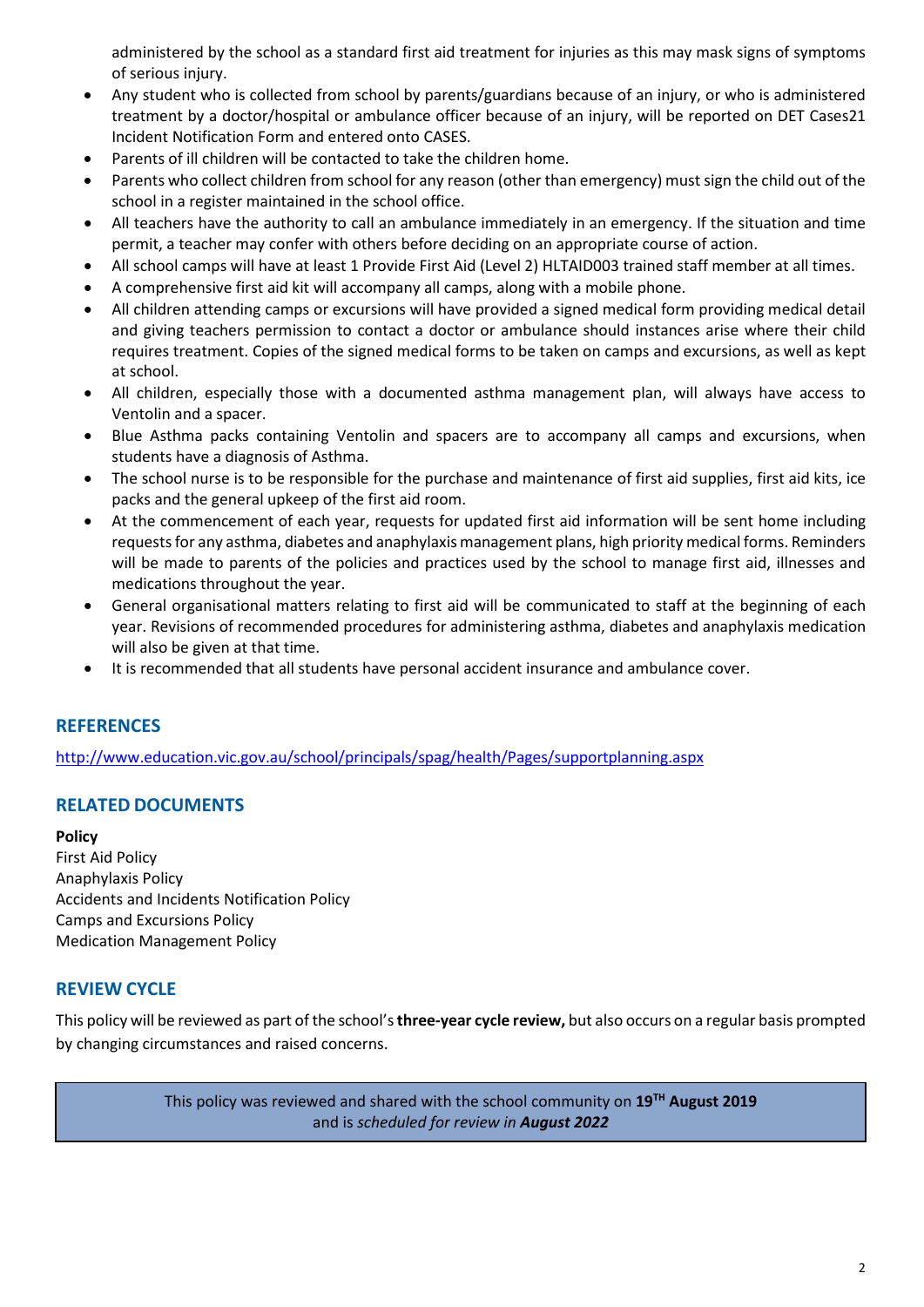administered by the school as a standard first aid treatment for injuries as this may mask signs of symptoms of serious injury.

- Any student who is collected from school by parents/guardians because of an injury, or who is administered treatment by a doctor/hospital or ambulance officer because of an injury, will be reported on DET Cases21 Incident Notification Form and entered onto CASES.
- Parents of ill children will be contacted to take the children home.
- Parents who collect children from school for any reason (other than emergency) must sign the child out of the school in a register maintained in the school office.
- All teachers have the authority to call an ambulance immediately in an emergency. If the situation and time permit, a teacher may confer with others before deciding on an appropriate course of action.
- All school camps will have at least 1 Provide First Aid (Level 2) HLTAID003 trained staff member at all times.
- A comprehensive first aid kit will accompany all camps, along with a mobile phone.
- All children attending camps or excursions will have provided a signed medical form providing medical detail and giving teachers permission to contact a doctor or ambulance should instances arise where their child requires treatment. Copies of the signed medical forms to be taken on camps and excursions, as well as kept at school.
- All children, especially those with a documented asthma management plan, will always have access to Ventolin and a spacer.
- Blue Asthma packs containing Ventolin and spacers are to accompany all camps and excursions, when students have a diagnosis of Asthma.
- The school nurse is to be responsible for the purchase and maintenance of first aid supplies, first aid kits, ice packs and the general upkeep of the first aid room.
- At the commencement of each year, requests for updated first aid information will be sent home including requests for any asthma, diabetes and anaphylaxis management plans, high priority medical forms. Reminders will be made to parents of the policies and practices used by the school to manage first aid, illnesses and medications throughout the year.
- General organisational matters relating to first aid will be communicated to staff at the beginning of each year. Revisions of recommended procedures for administering asthma, diabetes and anaphylaxis medication will also be given at that time.
- It is recommended that all students have personal accident insurance and ambulance cover.

## REFERENCES

http://www.education.vic.gov.au/school/principals/spag/health/Pages/supportplanning.aspx

## RELATED DOCUMENTS

**Policy**
First Aid Policy
Anaphylaxis Policy
Accidents and Incidents Notification Policy
Camps and Excursions Policy
Medication Management Policy

## REVIEW CYCLE

This policy will be reviewed as part of the school's **three-year cycle review,** but also occurs on a regular basis prompted by changing circumstances and raised concerns.

This policy was reviewed and shared with the school community on **19TH August 2019** and is *scheduled for review in* ***August 2022***